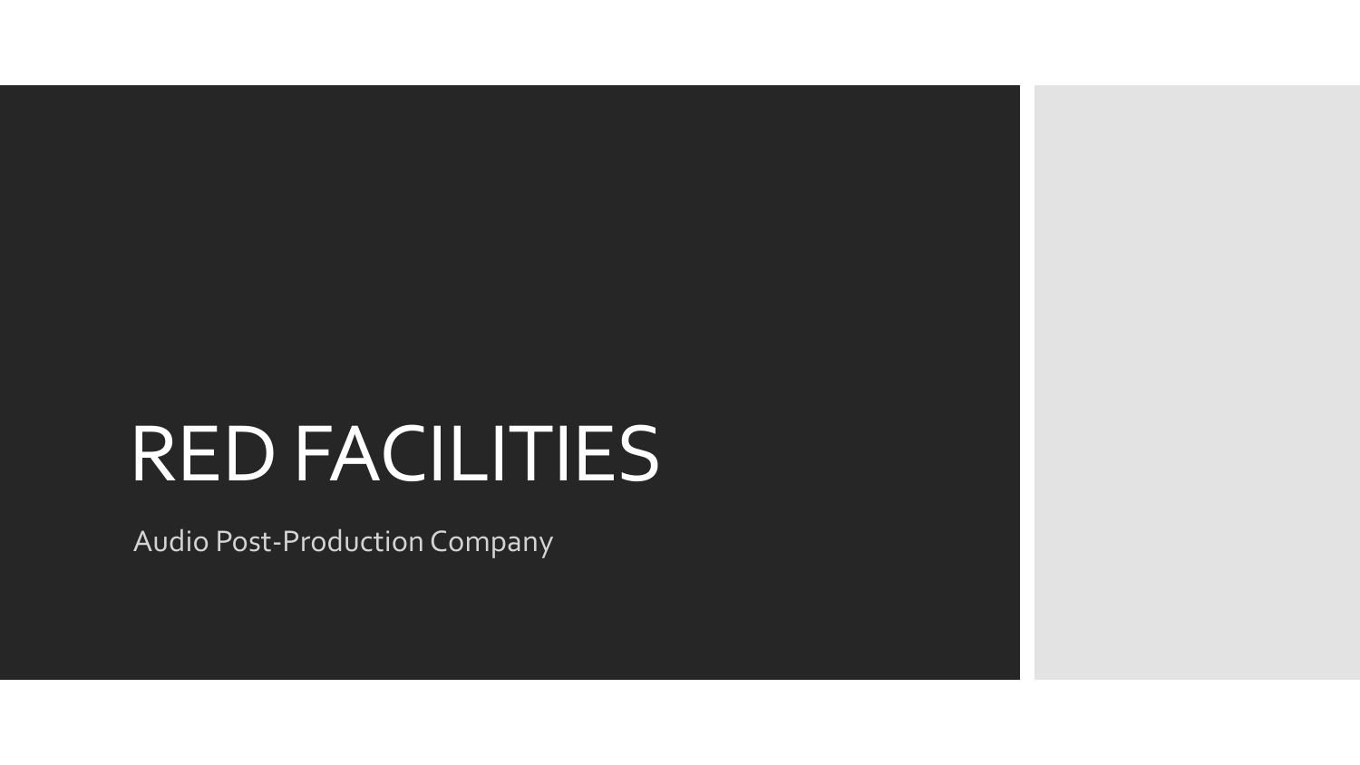# RED FACILITIES

Audio Post-Production Company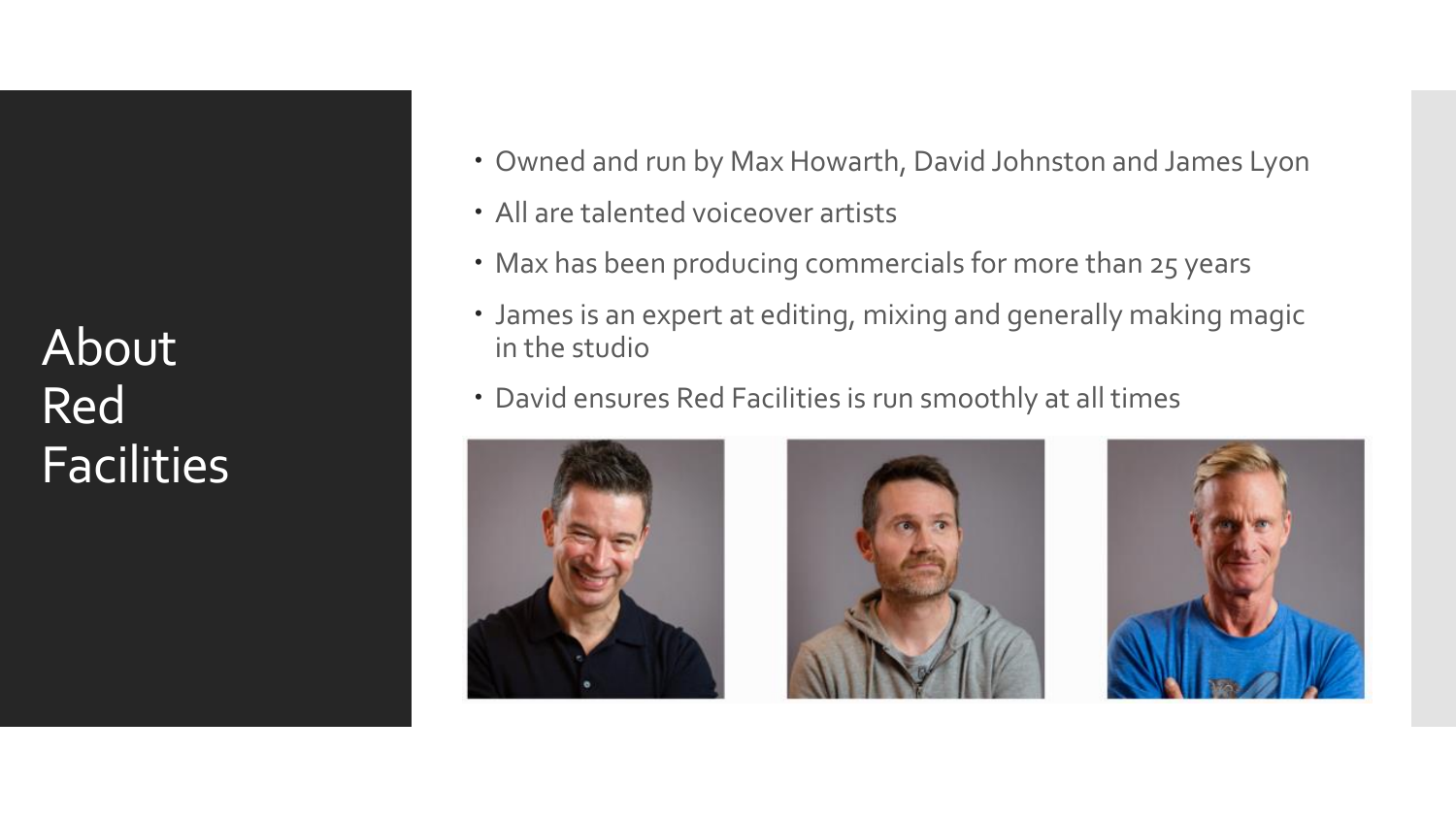# About Red Facilities

- Owned and run by Max Howarth, David Johnston and James Lyon
- All are talented voiceover artists
- Max has been producing commercials for more than 25 years
- James is an expert at editing, mixing and generally making magic in the studio
- David ensures Red Facilities is run smoothly at all times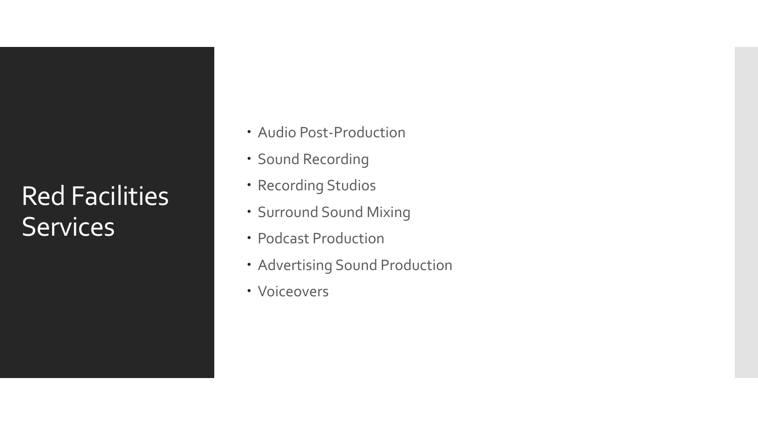# Red Facilities Services

- Audio Post-Production
- Sound Recording
- Recording Studios
- Surround Sound Mixing
- Podcast Production
- Advertising Sound Production
- Voiceovers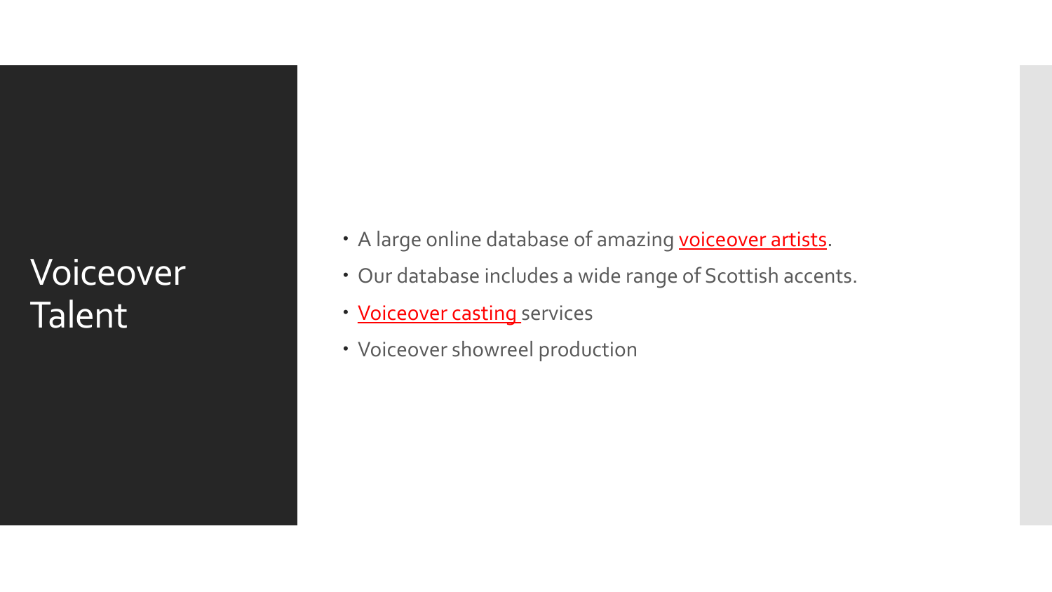# Voiceover Talent

- A large online database of amazing voiceover artists.
- Our database includes a wide range of Scottish accents.
- Voiceover casting services
- Voiceover showreel production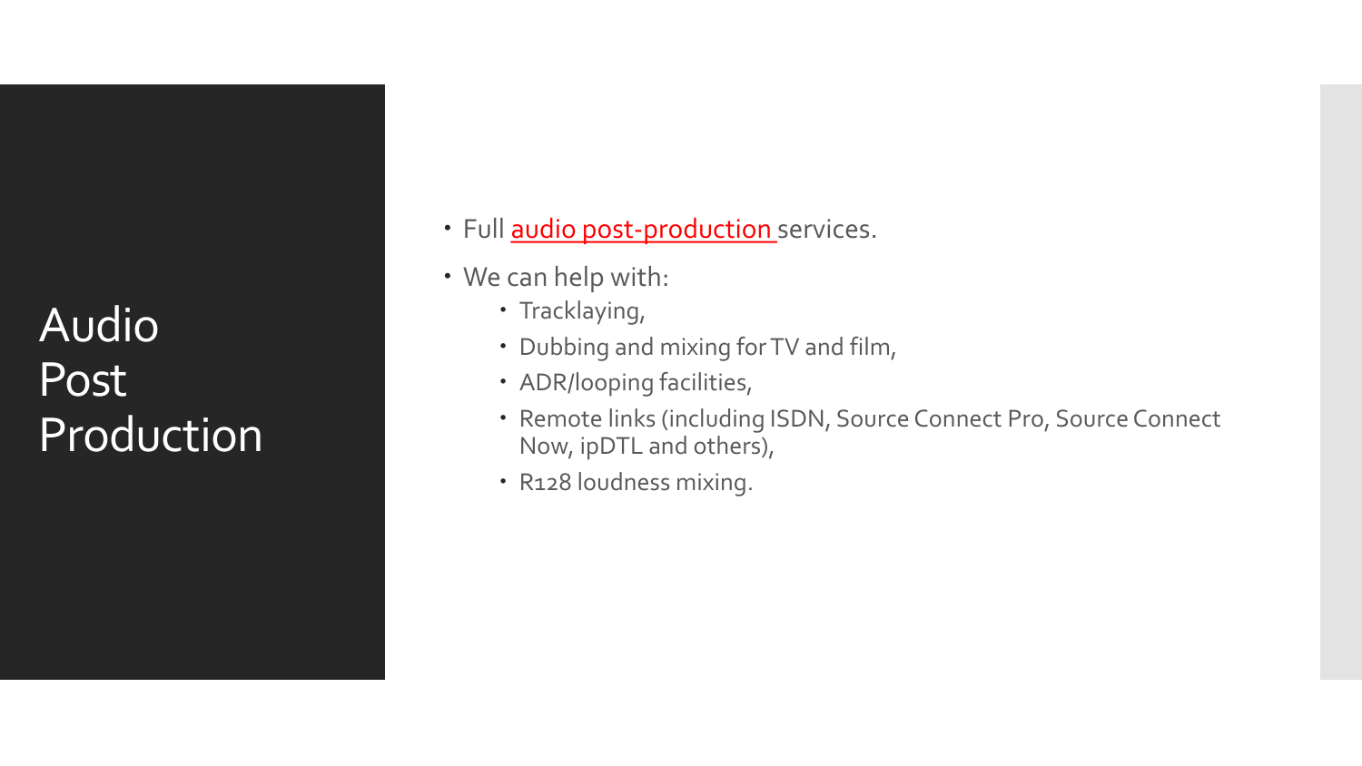# Audio Post Production

- Full audio post-production services.
- We can help with:
  - Tracklaying,
  - Dubbing and mixing for TV and film,
  - ADR/looping facilities,
  - Remote links (including ISDN, Source Connect Pro, Source Connect Now, ipDTL and others),
  - R128 loudness mixing.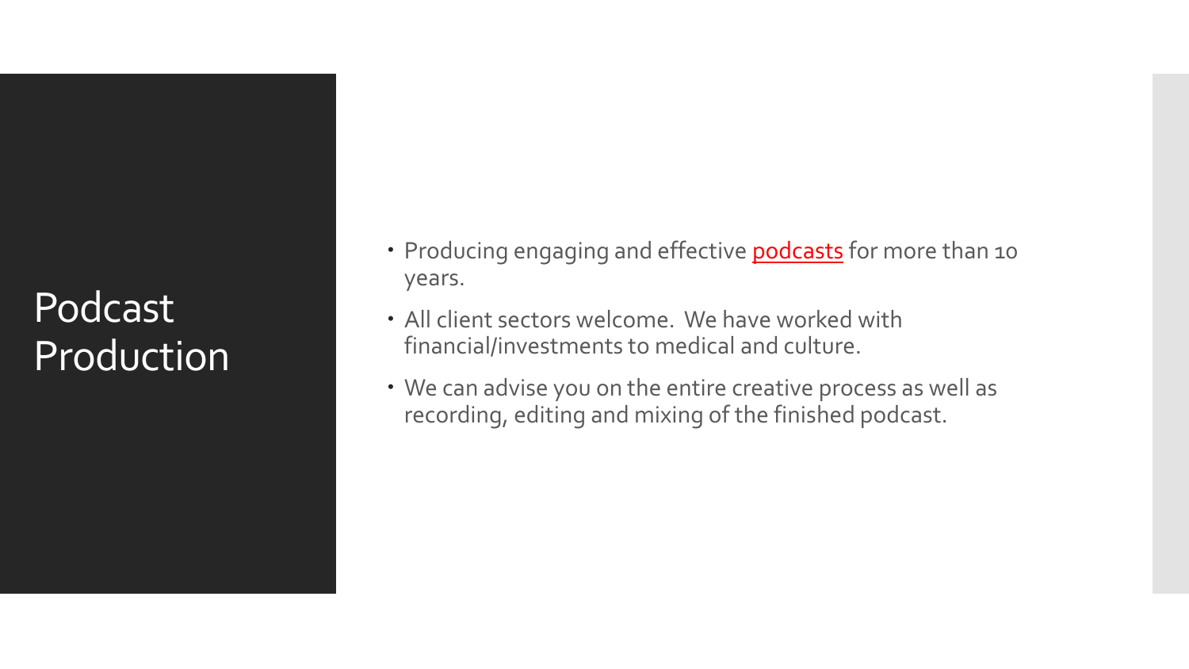# Podcast Production

- Producing engaging and effective podcasts for more than 10 years.
- All client sectors welcome. We have worked with financial/investments to medical and culture.
- We can advise you on the entire creative process as well as recording, editing and mixing of the finished podcast.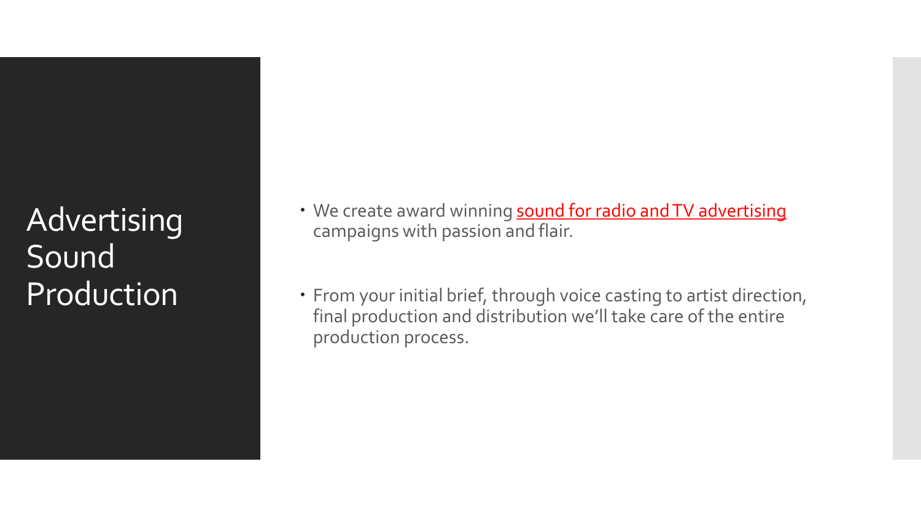# Advertising Sound Production

- We create award winning sound for radio and TV advertising campaigns with passion and flair.
- From your initial brief, through voice casting to artist direction, final production and distribution we'll take care of the entire production process.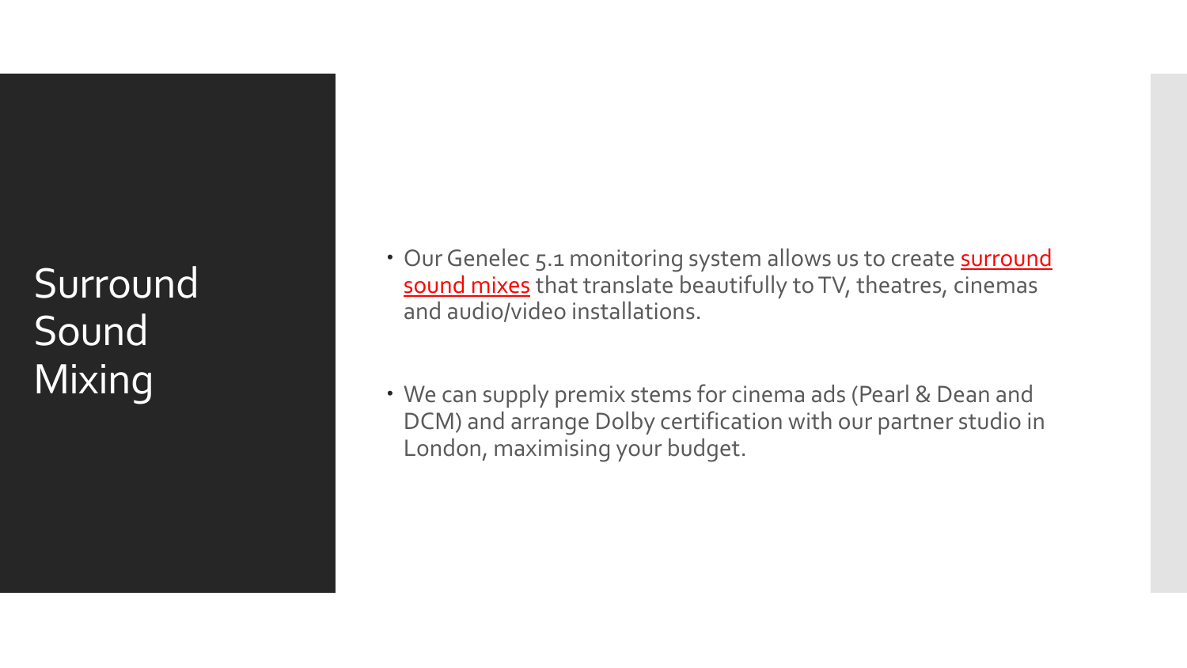# Surround Sound Mixing

- Our Genelec 5.1 monitoring system allows us to create surround sound mixes that translate beautifully to TV, theatres, cinemas and audio/video installations.
- We can supply premix stems for cinema ads (Pearl & Dean and DCM) and arrange Dolby certification with our partner studio in London, maximising your budget.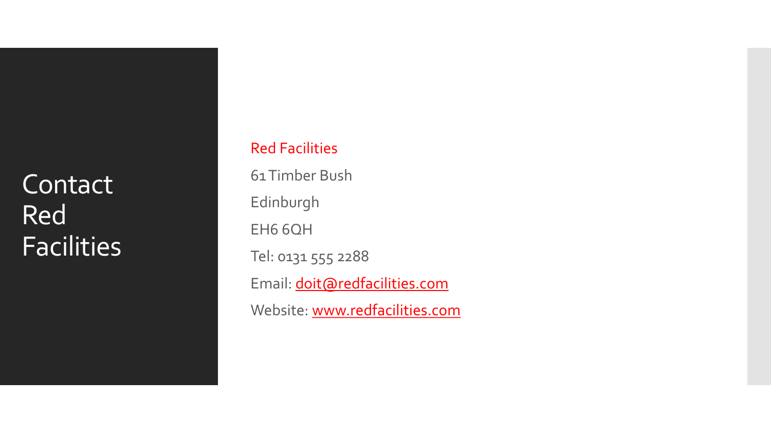# Contact Red Facilities

Red Facilities

61 Timber Bush

Edinburgh

EH6 6QH

Tel: 0131 555 2288

Email: [doit@redfacilities.com](mailto:doit@redfacilities.com)

Website: [www.redfacilities.com](http://www.redfacilities.com)